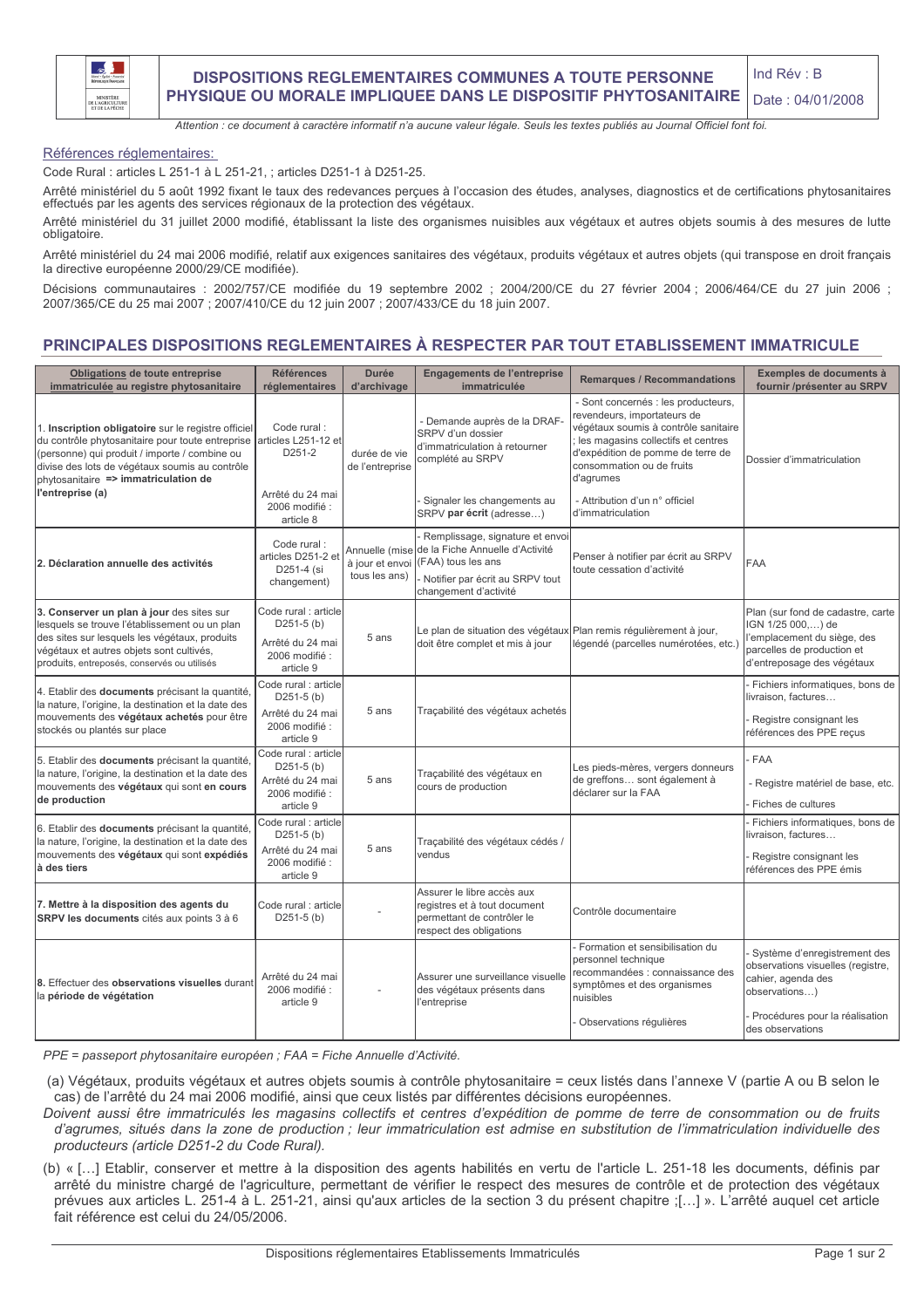# DISPOSITIONS REGLEMENTAIRES COMMUNES A TOUTE PERSONNE PHYSIQUE OU MORALE IMPLIQUEE DANS LE DISPOSITIF PHYTOSANITAIRE

Ind Rév : B

Date : 04/01/2008

*Attention : ce document à caractère informatif n'a aucune valeur légale. Seuls les textes publiés au Journal Officiel font foi.*

Références réglementaires:

Code Rural : articles L 251-1 à L 251-21, ; articles D251-1 à D251-25.

Arrêté ministériel du 5 août 1992 fixant le taux des redevances perçues à l'occasion des études, analyses, diagnostics et de certifications phytosanitaires effectués par les agents des services régionaux de la protection des végétaux.

Arrêté ministériel du 31 juillet 2000 modifié, établissant la liste des organismes nuisibles aux végétaux et autres objets soumis à des mesures de lutte obligatoire.

Arrêté ministériel du 24 mai 2006 modifié, relatif aux exigences sanitaires des végétaux, produits végétaux et autres objets (qui transpose en droit français la directive européenne 2000/29/CE modifiée).

Décisions communautaires : 2002/757/CE modifiée du 19 septembre 2002 ; 2004/200/CE du 27 février 2004 ; 2006/464/CE du 27 juin 2006 ; 2007/365/CE du 25 mai 2007 ; 2007/410/CE du 12 juin 2007 ; 2007/433/CE du 18 juin 2007.

## PRINCIPALES DISPOSITIONS REGLEMENTAIRES À RESPECTER PAR TOUT ETABLISSEMENT IMMATRICULE

| **Obligations de toute entreprise immatriculée au registre phytosanitaire** | **Références réglementaires** | **Durée d'archivage** | **Engagements de l'entreprise immatriculée** | **Remarques / Recommandations** | **Exemples de documents à fournir /présenter au SRPV** |
|---|---|---|---|---|---|
| 1. **Inscription obligatoire** sur le registre officiel du contrôle phytosanitaire pour toute entreprise (personne) qui produit / importe / combine ou divise des lots de végétaux soumis au contrôle phytosanitaire **=> immatriculation de l'entreprise (a)** | Code rural : articles L251-12 et D251-2<br><br>Arrêté du 24 mai 2006 modifié : article 8 | durée de vie de l'entreprise | - Demande auprès de la DRAF-SRPV d'un dossier d'immatriculation à retourner complété au SRPV<br><br>- Signaler les changements au SRPV **par écrit** (adresse…) | - Sont concernés : les producteurs, revendeurs, importateurs de végétaux soumis à contrôle sanitaire ; les magasins collectifs et centres d'expédition de pomme de terre de consommation ou de fruits d'agrumes<br><br>- Attribution d'un n° officiel d'immatriculation | Dossier d'immatriculation |
| **2. Déclaration annuelle des activités** | Code rural : articles D251-2 et D251-4 (si changement) | Annuelle (mise à jour et envoi tous les ans) | - Remplissage, signature et envoi de la Fiche Annuelle d'Activité (FAA) tous les ans<br>- Notifier par écrit au SRPV tout changement d'activité | Penser à notifier par écrit au SRPV toute cessation d'activité | FAA |
| **3. Conserver un plan à jour** des sites sur lesquels se trouve l'établissement ou un plan des sites sur lesquels les végétaux, produits végétaux et autres objets sont cultivés, produits, entreposés, conservés ou utilisés | Code rural : article D251-5 (b)<br>Arrêté du 24 mai 2006 modifié : article 9 | 5 ans | Le plan de situation des végétaux doit être complet et mis à jour | Plan remis régulièrement à jour, légendé (parcelles numérotées, etc.) | Plan (sur fond de cadastre, carte IGN 1/25 000,…) de l'emplacement du siège, des parcelles de production et d'entreposage des végétaux |
| 4. Etablir des **documents** précisant la quantité, la nature, l'origine, la destination et la date des mouvements des **végétaux achetés** pour être stockés ou plantés sur place | Code rural : article D251-5 (b)<br>Arrêté du 24 mai 2006 modifié : article 9 | 5 ans | Traçabilité des végétaux achetés | | - Fichiers informatiques, bons de livraison, factures…<br>- Registre consignant les références des PPE reçus |
| 5. Etablir des **documents** précisant la quantité, la nature, l'origine, la destination et la date des mouvements des **végétaux** qui sont **en cours de production** | Code rural : article D251-5 (b)<br>Arrêté du 24 mai 2006 modifié : article 9 | 5 ans | Traçabilité des végétaux en cours de production | Les pieds-mères, vergers donneurs de greffons… sont également à déclarer sur la FAA | - FAA<br>- Registre matériel de base, etc.<br>- Fiches de cultures |
| 6. Etablir des **documents** précisant la quantité, la nature, l'origine, la destination et la date des mouvements des **végétaux** qui sont **expédiés à des tiers** | Code rural : article D251-5 (b)<br>Arrêté du 24 mai 2006 modifié : article 9 | 5 ans | Traçabilité des végétaux cédés / vendus | | - Fichiers informatiques, bons de livraison, factures…<br>- Registre consignant les références des PPE émis |
| **7. Mettre à la disposition des agents du SRPV les documents** cités aux points 3 à 6 | Code rural : article D251-5 (b) | - | Assurer le libre accès aux registres et à tout document permettant de contrôler le respect des obligations | Contrôle documentaire | |
| 8. Effectuer des **observations visuelles** durant la **période de végétation** | Arrêté du 24 mai 2006 modifié : article 9 | - | Assurer une surveillance visuelle des végétaux présents dans l'entreprise | - Formation et sensibilisation du personnel technique recommandées : connaissance des symptômes et des organismes nuisibles<br>- Observations régulières | - Système d'enregistrement des observations visuelles (registre, cahier, agenda des observations…)<br>- Procédures pour la réalisation des observations |

*PPE = passeport phytosanitaire européen ; FAA = Fiche Annuelle d'Activité.*

(a) Végétaux, produits végétaux et autres objets soumis à contrôle phytosanitaire = ceux listés dans l'annexe V (partie A ou B selon le cas) de l'arrêté du 24 mai 2006 modifié, ainsi que ceux listés par différentes décisions européennes.

*Doivent aussi être immatriculés les magasins collectifs et centres d'expédition de pomme de terre de consommation ou de fruits d'agrumes, situés dans la zone de production ; leur immatriculation est admise en substitution de l'immatriculation individuelle des producteurs (article D251-2 du Code Rural).*

(b) « […] Etablir, conserver et mettre à la disposition des agents habilités en vertu de l'article L. 251-18 les documents, définis par arrêté du ministre chargé de l'agriculture, permettant de vérifier le respect des mesures de contrôle et de protection des végétaux prévues aux articles L. 251-4 à L. 251-21, ainsi qu'aux articles de la section 3 du présent chapitre ;[…] ». L'arrêté auquel cet article fait référence est celui du 24/05/2006.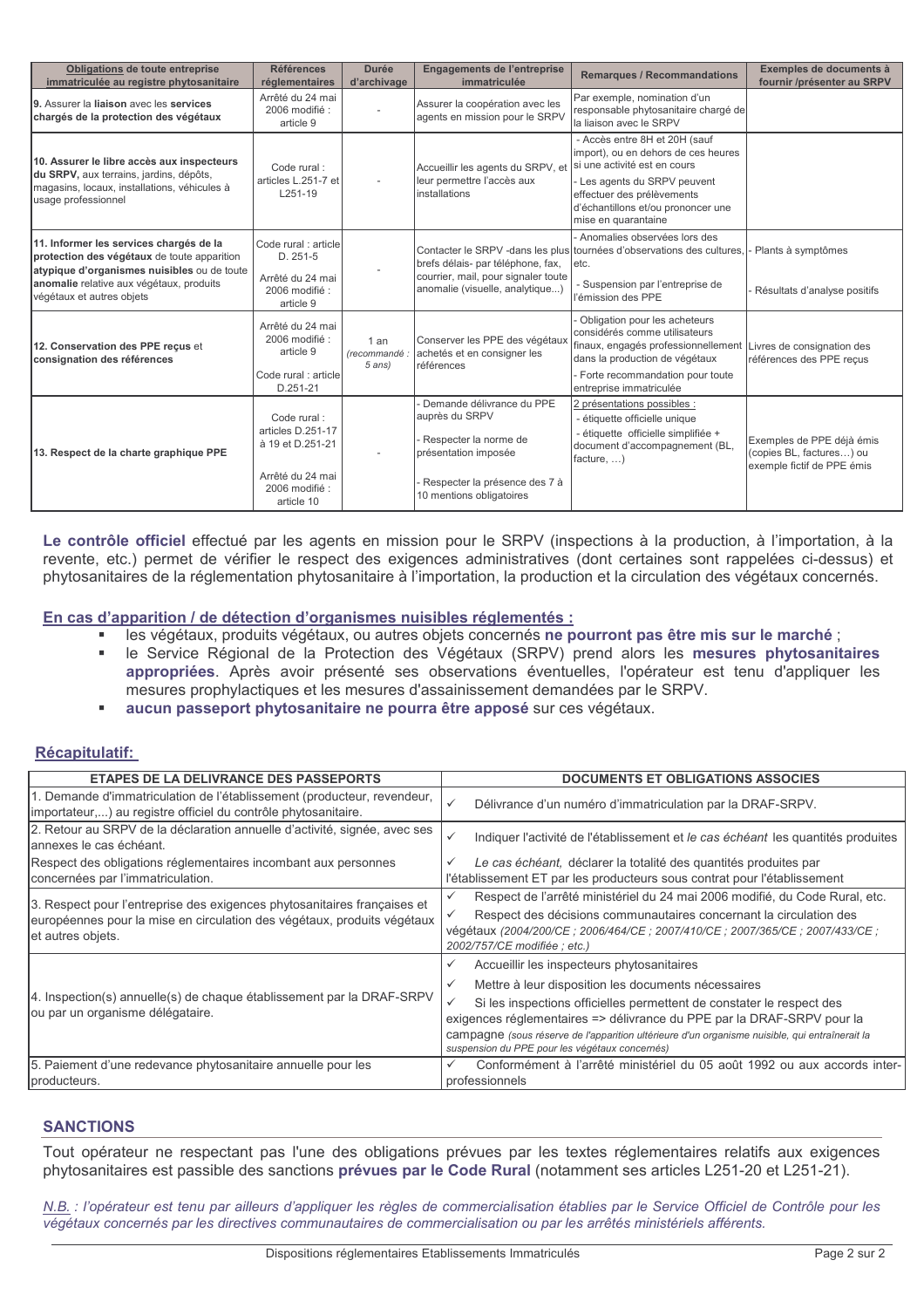| Obligations de toute entreprise immatriculée au registre phytosanitaire | Références réglementaires | Durée d'archivage | Engagements de l'entreprise immatriculée | Remarques / Recommandations | Exemples de documents à fournir /présenter au SRPV |
|---|---|---|---|---|---|
| **9.** Assurer la **liaison** avec les **services chargés de la protection des végétaux** | Arrêté du 24 mai 2006 modifié : article 9 | - | Assurer la coopération avec les agents en mission pour le SRPV | Par exemple, nomination d'un responsable phytosanitaire chargé de la liaison avec le SRPV | |
| **10. Assurer le libre accès aux inspecteurs du SRPV,** aux terrains, jardins, dépôts, magasins, locaux, installations, véhicules à usage professionnel | Code rural : articles L.251-7 et L251-19 | - | Accueillir les agents du SRPV, et leur permettre l'accès aux installations | - Accès entre 8H et 20H (sauf import), ou en dehors de ces heures si une activité est en cours<br>- Les agents du SRPV peuvent effectuer des prélèvements d'échantillons et/ou prononcer une mise en quarantaine | |
| **11. Informer les services chargés de la protection des végétaux** de toute apparition **atypique d'organismes nuisibles** ou de toute **anomalie** relative aux végétaux, produits végétaux et autres objets | Code rural : article D. 251-5<br>Arrêté du 24 mai 2006 modifié : article 9 | - | Contacter le SRPV -dans les plus brefs délais- par téléphone, fax, courrier, mail, pour signaler toute anomalie (visuelle, analytique...) | - Anomalies observées lors des tournées d'observations des cultures, etc.<br>- Suspension par l'entreprise de l'émission des PPE | - Plants à symptômes<br>- Résultats d'analyse positifs |
| **12. Conservation des PPE reçus** et **consignation des références** | Arrêté du 24 mai 2006 modifié : article 9<br>Code rural : article D.251-21 | 1 an *(recommandé : 5 ans)* | Conserver les PPE des végétaux achetés et en consigner les références | - Obligation pour les acheteurs considérés comme utilisateurs finaux, engagés professionnellement dans la production de végétaux<br>- Forte recommandation pour toute entreprise immatriculée | Livres de consignation des références des PPE reçus |
| **13. Respect de la charte graphique PPE** | Code rural : articles D.251-17 à 19 et D.251-21<br>Arrêté du 24 mai 2006 modifié : article 10 | - | - Demande délivrance du PPE auprès du SRPV<br>- Respecter la norme de présentation imposée<br>- Respecter la présence des 7 à 10 mentions obligatoires | <u>2 présentations possibles :</u><br>- étiquette officielle unique<br>- étiquette officielle simplifiée + document d'accompagnement (BL, facture, …) | Exemples de PPE déjà émis (copies BL, factures…) ou exemple fictif de PPE émis |

**Le contrôle officiel** effectué par les agents en mission pour le SRPV (inspections à la production, à l'importation, à la revente, etc.) permet de vérifier le respect des exigences administratives (dont certaines sont rappelées ci-dessus) et phytosanitaires de la réglementation phytosanitaire à l'importation, la production et la circulation des végétaux concernés.

**<u>En cas d'apparition / de détection d'organismes nuisibles réglementés :</u>**

- les végétaux, produits végétaux, ou autres objets concernés **ne pourront pas être mis sur le marché** ;
- le Service Régional de la Protection des Végétaux (SRPV) prend alors les **mesures phytosanitaires appropriées**. Après avoir présenté ses observations éventuelles, l'opérateur est tenu d'appliquer les mesures prophylactiques et les mesures d'assainissement demandées par le SRPV.
- **aucun passeport phytosanitaire ne pourra être apposé** sur ces végétaux.

**<u>Récapitulatif:</u>**

| ETAPES DE LA DELIVRANCE DES PASSEPORTS | DOCUMENTS ET OBLIGATIONS ASSOCIES |
|---|---|
| 1. Demande d'immatriculation de l'établissement (producteur, revendeur, importateur,...) au registre officiel du contrôle phytosanitaire. | ✓ Délivrance d'un numéro d'immatriculation par la DRAF-SRPV. |
| 2. Retour au SRPV de la déclaration annuelle d'activité, signée, avec ses annexes le cas échéant.<br>Respect des obligations réglementaires incombant aux personnes concernées par l'immatriculation. | ✓ Indiquer l'activité de l'établissement et *le cas échéant* les quantités produites<br>✓ *Le cas échéant,* déclarer la totalité des quantités produites par l'établissement ET par les producteurs sous contrat pour l'établissement |
| 3. Respect pour l'entreprise des exigences phytosanitaires françaises et européennes pour la mise en circulation des végétaux, produits végétaux et autres objets. | ✓ Respect de l'arrêté ministériel du 24 mai 2006 modifié, du Code Rural, etc.<br>✓ Respect des décisions communautaires concernant la circulation des végétaux *(2004/200/CE ; 2006/464/CE ; 2007/410/CE ; 2007/365/CE ; 2007/433/CE ; 2002/757/CE modifiée ; etc.)* |
| 4. Inspection(s) annuelle(s) de chaque établissement par la DRAF-SRPV ou par un organisme délégataire. | ✓ Accueillir les inspecteurs phytosanitaires<br>✓ Mettre à leur disposition les documents nécessaires<br>✓ Si les inspections officielles permettent de constater le respect des exigences réglementaires => délivrance du PPE par la DRAF-SRPV pour la campagne *(sous réserve de l'apparition ultérieure d'un organisme nuisible, qui entraînerait la suspension du PPE pour les végétaux concernés)* |
| 5. Paiement d'une redevance phytosanitaire annuelle pour les producteurs. | ✓ Conformément à l'arrêté ministériel du 05 août 1992 ou aux accords inter-professionnels |

## SANCTIONS

Tout opérateur ne respectant pas l'une des obligations prévues par les textes réglementaires relatifs aux exigences phytosanitaires est passible des sanctions **prévues par le Code Rural** (notamment ses articles L251-20 et L251-21).

*<u>N.B.</u> : l'opérateur est tenu par ailleurs d'appliquer les règles de commercialisation établies par le Service Officiel de Contrôle pour les végétaux concernés par les directives communautaires de commercialisation ou par les arrêtés ministériels afférents.*